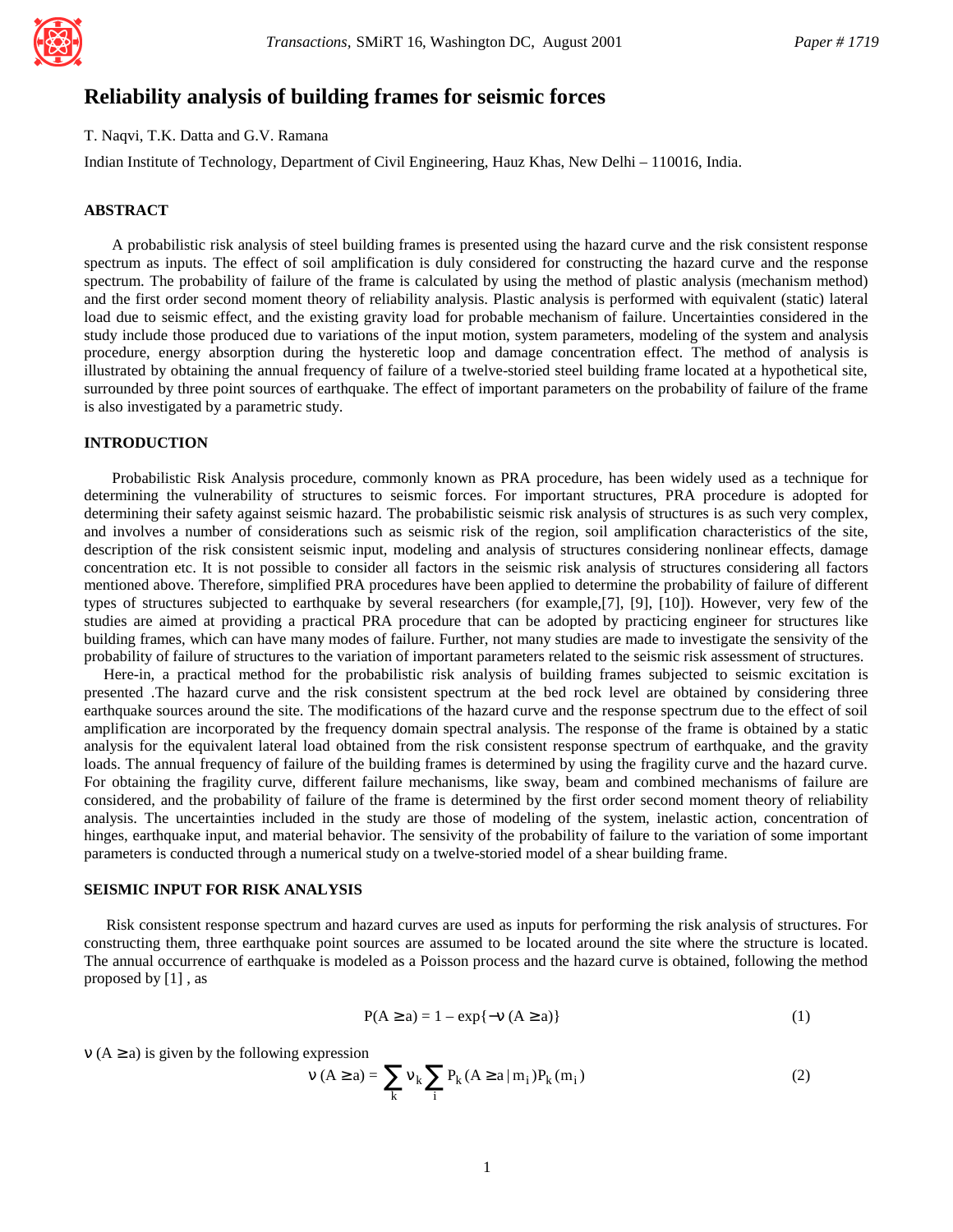# Reliability analysis of building frames for seismic forces

T. Naqvi, T.K. Datta and G.V. Ramana

Indian Institute of Technology, Department of Civil Engineering, Hauz Khas, New Delhi – 110016, India.

## ABSTRACT

A probabilistic risk analysis of steel building frames is presented using the hazard curve and the risk consistent response spectrum as inputs. The effect of soil amplification is duly considered for constructing the hazard curve and the response spectrum. The probability of failure of the frame is calculated by using the method of plastic analysis (mechanism method) and the first order second moment theory of reliability analysis. Plastic analysis is performed with equivalent (static) lateral load due to seismic effect, and the existing gravity load for probable mechanism of failure. Uncertainties considered in the study include those produced due to variations of the input motion, system parameters, modeling of the system and analysis procedure, energy absorption during the hysteretic loop and damage concentration effect. The method of analysis is illustrated by obtaining the annual frequency of failure of a twelve-storied steel building frame located at a hypothetical site, surrounded by three point sources of earthquake. The effect of important parameters on the probability of failure of the frame is also investigated by a parametric study.

## INTRODUCTION

Probabilistic Risk Analysis procedure, commonly known as PRA procedure, has been widely used as a technique for determining the vulnerability of structures to seismic forces. For important structures, PRA procedure is adopted for determining their safety against seismic hazard. The probabilistic seismic risk analysis of structures is as such very complex, and involves a number of considerations such as seismic risk of the region, soil amplification characteristics of the site, description of the risk consistent seismic input, modeling and analysis of structures considering nonlinear effects, damage concentration etc. It is not possible to consider all factors in the seismic risk analysis of structures considering all factors mentioned above. Therefore, simplified PRA procedures have been applied to determine the probability of failure of different types of structures subjected to earthquake by several researchers (for example,[7], [9], [10]). However, very few of the studies are aimed at providing a practical PRA procedure that can be adopted by practicing engineer for structures like building frames, which can have many modes of failure. Further, not many studies are made to investigate the sensivity of the probability of failure of structures to the variation of important parameters related to the seismic risk assessment of structures.

Here-in, a practical method for the probabilistic risk analysis of building frames subjected to seismic excitation is presented .The hazard curve and the risk consistent spectrum at the bed rock level are obtained by considering three earthquake sources around the site. The modifications of the hazard curve and the response spectrum due to the effect of soil amplification are incorporated by the frequency domain spectral analysis. The response of the frame is obtained by a static analysis for the equivalent lateral load obtained from the risk consistent response spectrum of earthquake, and the gravity loads. The annual frequency of failure of the building frames is determined by using the fragility curve and the hazard curve. For obtaining the fragility curve, different failure mechanisms, like sway, beam and combined mechanisms of failure are considered, and the probability of failure of the frame is determined by the first order second moment theory of reliability analysis. The uncertainties included in the study are those of modeling of the system, inelastic action, concentration of hinges, earthquake input, and material behavior. The sensivity of the probability of failure to the variation of some important parameters is conducted through a numerical study on a twelve-storied model of a shear building frame.

## SEISMIC INPUT FOR RISK ANALYSIS

Risk consistent response spectrum and hazard curves are used as inputs for performing the risk analysis of structures. For constructing them, three earthquake point sources are assumed to be located around the site where the structure is located. The annual occurrence of earthquake is modeled as a Poisson process and the hazard curve is obtained, following the method proposed by [1] , as

$$P(A \geq a) = 1 - \exp\{-\nu\,(A \geq a)\} \tag{1}$$

$\nu\,(A \geq a)$ is given by the following expression

$$\nu\,(A \geq a) = \sum_{k} \nu_k \sum_{i} P_k(A \geq a \,|\, m_i) P_k(m_i) \tag{2}$$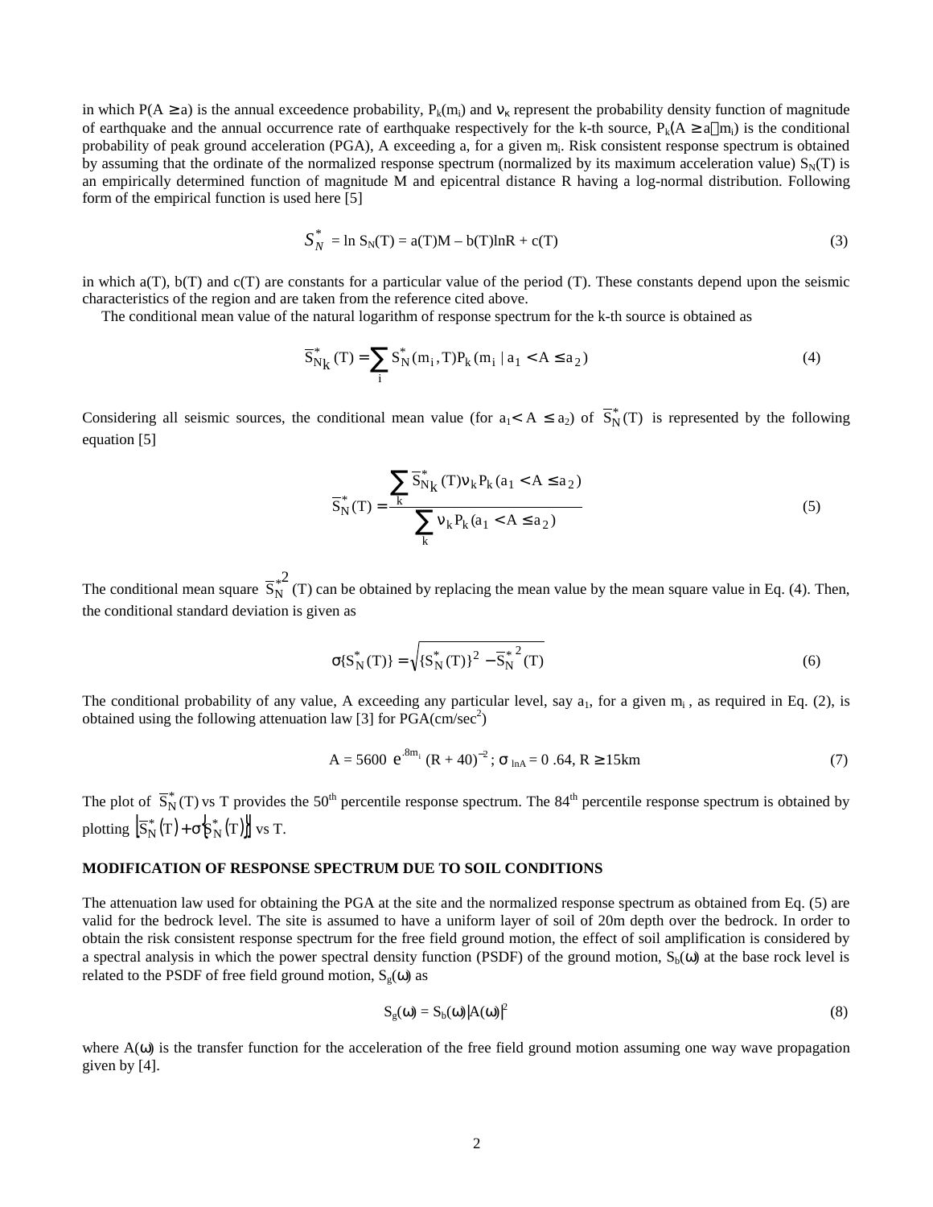in which $P(A \geq a)$ is the annual exceedence probability, $P_k(m_i)$ and $\nu_k$ represent the probability density function of magnitude of earthquake and the annual occurrence rate of earthquake respectively for the k-th source, $P_k(A \geq a|m_i)$ is the conditional probability of peak ground acceleration (PGA), A exceeding a, for a given $m_i$. Risk consistent response spectrum is obtained by assuming that the ordinate of the normalized response spectrum (normalized by its maximum acceleration value) $S_N(T)$ is an empirically determined function of magnitude M and epicentral distance R having a log-normal distribution. Following form of the empirical function is used here [5]

$$S_N^* = \ln S_N(T) = a(T)M - b(T)\ln R + c(T) \tag{3}$$

in which a(T), b(T) and c(T) are constants for a particular value of the period (T). These constants depend upon the seismic characteristics of the region and are taken from the reference cited above.

The conditional mean value of the natural logarithm of response spectrum for the k-th source is obtained as

$$\overline{S}_{Nk}^*(T) = \sum_i S_N^*(m_i, T) P_k(m_i \mid a_1 < A \leq a_2) \tag{4}$$

Considering all seismic sources, the conditional mean value (for $a_1 < A \leq a_2$) of $\overline{S}_N^*(T)$ is represented by the following equation [5]

$$\overline{S}_N^*(T) = \frac{\sum_k \overline{S}_{Nk}^*(T) \nu_k P_k(a_1 < A \leq a_2)}{\sum_k \nu_k P_k(a_1 < A \leq a_2)} \tag{5}$$

The conditional mean square $\overline{S_N^{*2}}(T)$ can be obtained by replacing the mean value by the mean square value in Eq. (4). Then, the conditional standard deviation is given as

$$\sigma\{S_N^*(T)\} = \sqrt{\{S_N^*(T)\}^2 - \overline{S}_N^{*2}(T)} \tag{6}$$

The conditional probability of any value, A exceeding any particular level, say $a_1$, for a given $m_i$, as required in Eq. (2), is obtained using the following attenuation law [3] for PGA(cm/sec$^2$)

$$A = 5600\, e^{.8m_i} (R + 40)^{-2}; \; \sigma_{\ln A} = 0.64, \; R \geq 15\text{km} \tag{7}$$

The plot of $\overline{S}_N^*(T)$ vs T provides the 50$^{th}$ percentile response spectrum. The 84$^{th}$ percentile response spectrum is obtained by plotting $\left[\overline{S}_N^*(T) + \sigma\{S_N^*(T)\}\right]$ vs T.

## MODIFICATION OF RESPONSE SPECTRUM DUE TO SOIL CONDITIONS

The attenuation law used for obtaining the PGA at the site and the normalized response spectrum as obtained from Eq. (5) are valid for the bedrock level. The site is assumed to have a uniform layer of soil of 20m depth over the bedrock. In order to obtain the risk consistent response spectrum for the free field ground motion, the effect of soil amplification is considered by a spectral analysis in which the power spectral density function (PSDF) of the ground motion, $S_b(\omega)$ at the base rock level is related to the PSDF of free field ground motion, $S_g(\omega)$ as

$$S_g(\omega) = S_b(\omega)|A(\omega)|^2 \tag{8}$$

where $A(\omega)$ is the transfer function for the acceleration of the free field ground motion assuming one way wave propagation given by [4].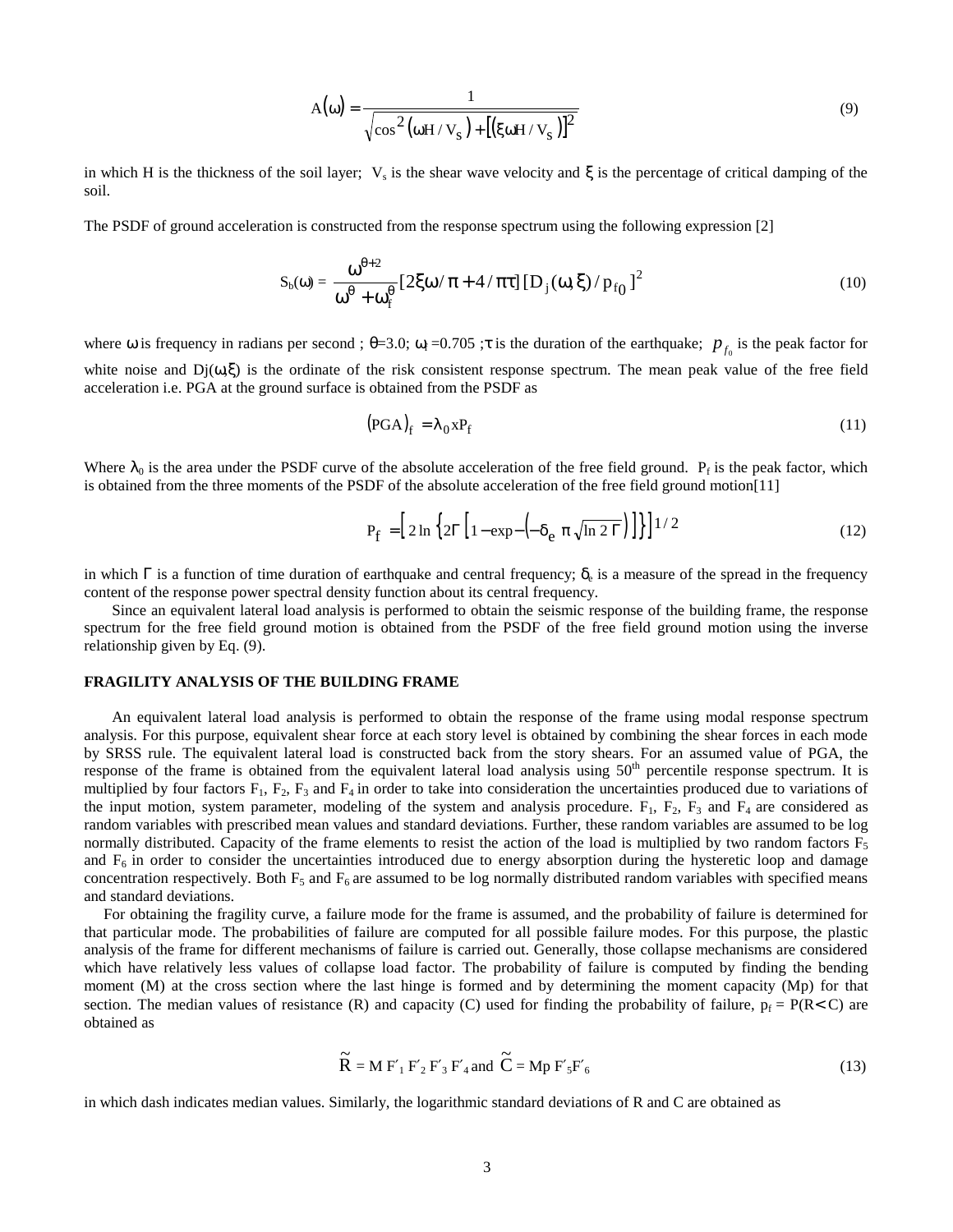$$A(\omega) = \frac{1}{\sqrt{\cos^2(\omega H / V_s) + [(\xi \omega H / V_s)]^2}} \tag{9}$$

in which H is the thickness of the soil layer; $V_s$ is the shear wave velocity and $\xi$ is the percentage of critical damping of the soil.

The PSDF of ground acceleration is constructed from the response spectrum using the following expression [2]

$$S_b(\omega) = \frac{\omega^{\theta+2}}{\omega^{\theta} + \omega_f^{\theta}} [2\xi\omega / \pi + 4 / \pi\tau] [D_j(\omega, \xi) / p_{f0}]^2 \tag{10}$$

where $\omega$ is frequency in radians per second ; $\theta$=3.0; $\omega_f$ =0.705 ;$\tau$ is the duration of the earthquake; $p_{f_0}$ is the peak factor for white noise and $D_j(\omega,\xi)$ is the ordinate of the risk consistent response spectrum. The mean peak value of the free field acceleration i.e. PGA at the ground surface is obtained from the PSDF as

$$(PGA)_f = \lambda_0 x P_f \tag{11}$$

Where $\lambda_0$ is the area under the PSDF curve of the absolute acceleration of the free field ground. $P_f$ is the peak factor, which is obtained from the three moments of the PSDF of the absolute acceleration of the free field ground motion[11]

$$P_f = \left[ 2 \ln \left\{ 2\Gamma \left[ 1 - \exp - \left( -\delta_e \, \pi \sqrt{\ln 2\Gamma} \right) \right] \right\} \right]^{1/2} \tag{12}$$

in which $\Gamma$ is a function of time duration of earthquake and central frequency; $\delta_e$ is a measure of the spread in the frequency content of the response power spectral density function about its central frequency.

Since an equivalent lateral load analysis is performed to obtain the seismic response of the building frame, the response spectrum for the free field ground motion is obtained from the PSDF of the free field ground motion using the inverse relationship given by Eq. (9).

## FRAGILITY ANALYSIS OF THE BUILDING FRAME

An equivalent lateral load analysis is performed to obtain the response of the frame using modal response spectrum analysis. For this purpose, equivalent shear force at each story level is obtained by combining the shear forces in each mode by SRSS rule. The equivalent lateral load is constructed back from the story shears. For an assumed value of PGA, the response of the frame is obtained from the equivalent lateral load analysis using 50th percentile response spectrum. It is multiplied by four factors $F_1$, $F_2$, $F_3$ and $F_4$ in order to take into consideration the uncertainties produced due to variations of the input motion, system parameter, modeling of the system and analysis procedure. $F_1$, $F_2$, $F_3$ and $F_4$ are considered as random variables with prescribed mean values and standard deviations. Further, these random variables are assumed to be log normally distributed. Capacity of the frame elements to resist the action of the load is multiplied by two random factors $F_5$ and $F_6$ in order to consider the uncertainties introduced due to energy absorption during the hysteretic loop and damage concentration respectively. Both $F_5$ and $F_6$ are assumed to be log normally distributed random variables with specified means and standard deviations.

For obtaining the fragility curve, a failure mode for the frame is assumed, and the probability of failure is determined for that particular mode. The probabilities of failure are computed for all possible failure modes. For this purpose, the plastic analysis of the frame for different mechanisms of failure is carried out. Generally, those collapse mechanisms are considered which have relatively less values of collapse load factor. The probability of failure is computed by finding the bending moment (M) at the cross section where the last hinge is formed and by determining the moment capacity (Mp) for that section. The median values of resistance (R) and capacity (C) used for finding the probability of failure, $p_f = P(R < C)$ are obtained as

$$\tilde{R} = M\, F'_1\, F'_2\, F'_3\, F'_4 \text{ and } \tilde{C} = Mp\, F'_5 F'_6 \tag{13}$$

in which dash indicates median values. Similarly, the logarithmic standard deviations of R and C are obtained as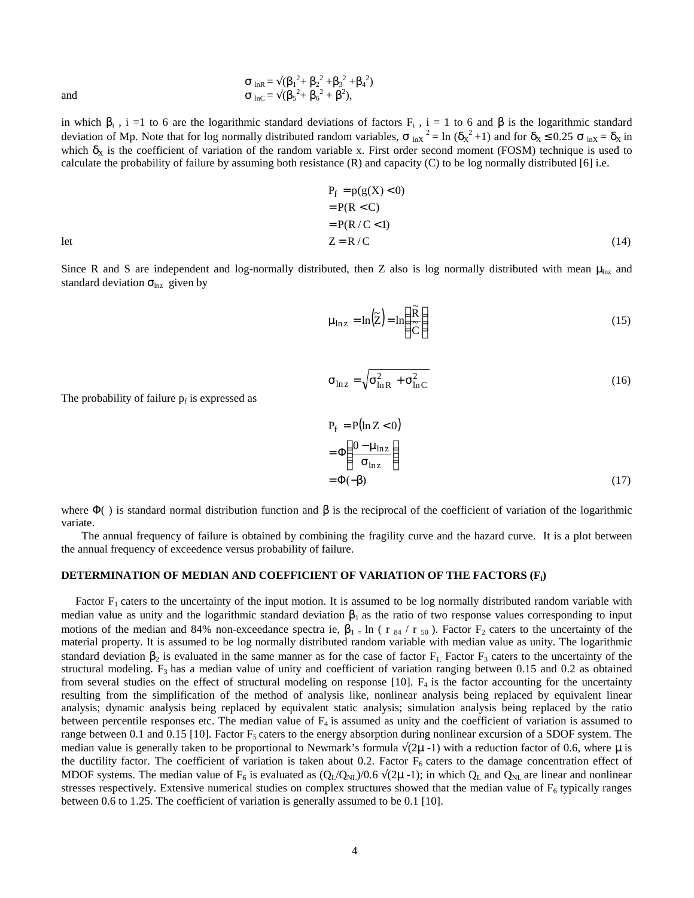$$\sigma_{\ln R} = \sqrt{(\beta_1^2 + \beta_2^2 + \beta_3^2 + \beta_4^2)}$$

and

$$\sigma_{\ln C} = \sqrt{(\beta_5^2 + \beta_6^2 + \beta^2)},$$

in which $\beta_i$ , i =1 to 6 are the logarithmic standard deviations of factors $F_i$ , i = 1 to 6 and $\beta$ is the logarithmic standard deviation of Mp. Note that for log normally distributed random variables, $\sigma_{\ln X}^2 = \ln(\delta_X^2 + 1)$ and for $\delta_X \leq 0.25$ $\sigma_{\ln X} = \delta_X$ in which $\delta_X$ is the coefficient of variation of the random variable x. First order second moment (FOSM) technique is used to calculate the probability of failure by assuming both resistance (R) and capacity (C) to be log normally distributed [6] i.e.

$$
\begin{aligned}
P_f &= p(g(X) < 0) \\
&= P(R < C) \\
&= P(R / C < 1)
\end{aligned}
$$

let

$$Z = R / C \tag{14}$$

Since R and S are independent and log-normally distributed, then Z also is log normally distributed with mean $\mu_{\ln z}$ and standard deviation $\sigma_{\ln z}$ given by

$$\mu_{\ln z} = \ln(\tilde{Z}) = \ln\left(\frac{\tilde{R}}{\tilde{C}}\right) \tag{15}$$

$$\sigma_{\ln z} = \sqrt{\sigma_{\ln R}^2 + \sigma_{\ln C}^2} \tag{16}$$

The probability of failure $p_f$ is expressed as

$$
\begin{aligned}
P_f &= P(\ln Z < 0) \\
&= \Phi\left(\frac{0 - \mu_{\ln z}}{\sigma_{\ln z}}\right) \\
&= \Phi(-\beta)
\end{aligned} \tag{17}
$$

where $\Phi(\ )$ is standard normal distribution function and $\beta$ is the reciprocal of the coefficient of variation of the logarithmic variate.

The annual frequency of failure is obtained by combining the fragility curve and the hazard curve. It is a plot between the annual frequency of exceedence versus probability of failure.

## DETERMINATION OF MEDIAN AND COEFFICIENT OF VARIATION OF THE FACTORS ($F_i$)

Factor $F_1$ caters to the uncertainty of the input motion. It is assumed to be log normally distributed random variable with median value as unity and the logarithmic standard deviation $\beta_1$ as the ratio of two response values corresponding to input motions of the median and 84% non-exceedance spectra ie, $\beta_1 = \ln(r_{84} / r_{50})$. Factor $F_2$ caters to the uncertainty of the material property. It is assumed to be log normally distributed random variable with median value as unity. The logarithmic standard deviation $\beta_2$ is evaluated in the same manner as for the case of factor $F_1$. Factor $F_3$ caters to the uncertainty of the structural modeling. $F_3$ has a median value of unity and coefficient of variation ranging between 0.15 and 0.2 as obtained from several studies on the effect of structural modeling on response [10]. $F_4$ is the factor accounting for the uncertainty resulting from the simplification of the method of analysis like, nonlinear analysis being replaced by equivalent linear analysis; dynamic analysis being replaced by equivalent static analysis; simulation analysis being replaced by the ratio between percentile responses etc. The median value of $F_4$ is assumed as unity and the coefficient of variation is assumed to range between 0.1 and 0.15 [10]. Factor $F_5$ caters to the energy absorption during nonlinear excursion of a SDOF system. The median value is generally taken to be proportional to Newmark's formula $\sqrt{(2\mu - 1)}$ with a reduction factor of 0.6, where $\mu$ is the ductility factor. The coefficient of variation is taken about 0.2. Factor $F_6$ caters to the damage concentration effect of MDOF systems. The median value of $F_6$ is evaluated as $(Q_L/Q_{NL})/0.6\sqrt{(2\mu - 1)}$; in which $Q_L$ and $Q_{NL}$ are linear and nonlinear stresses respectively. Extensive numerical studies on complex structures showed that the median value of $F_6$ typically ranges between 0.6 to 1.25. The coefficient of variation is generally assumed to be 0.1 [10].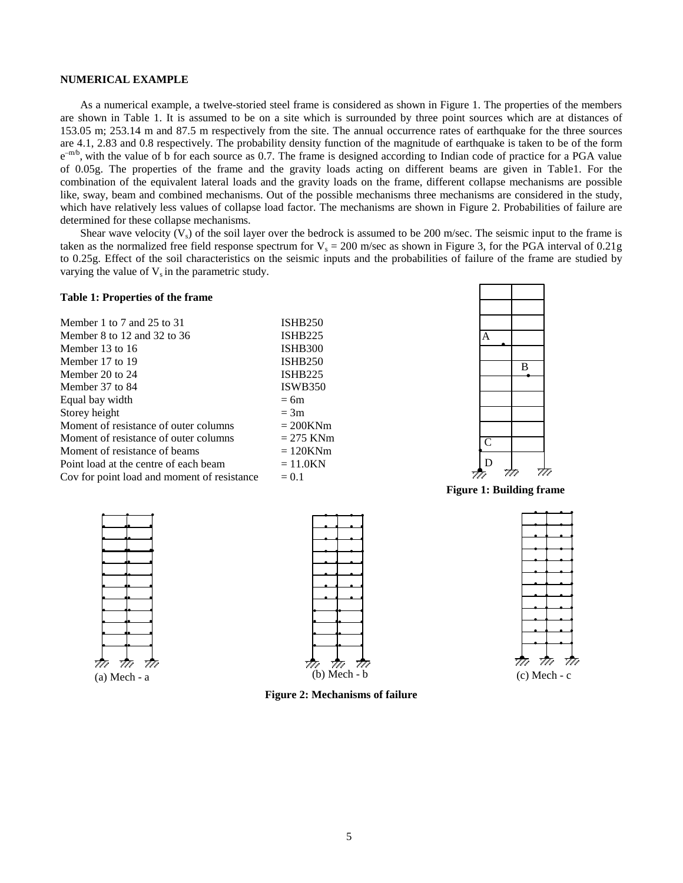**NUMERICAL EXAMPLE**

As a numerical example, a twelve-storied steel frame is considered as shown in Figure 1. The properties of the members are shown in Table 1. It is assumed to be on a site which is surrounded by three point sources which are at distances of 153.05 m; 253.14 m and 87.5 m respectively from the site. The annual occurrence rates of earthquake for the three sources are 4.1, 2.83 and 0.8 respectively. The probability density function of the magnitude of earthquake is taken to be of the form $e^{-m/b}$, with the value of b for each source as 0.7. The frame is designed according to Indian code of practice for a PGA value of 0.05g. The properties of the frame and the gravity loads acting on different beams are given in Table1. For the combination of the equivalent lateral loads and the gravity loads on the frame, different collapse mechanisms are possible like, sway, beam and combined mechanisms. Out of the possible mechanisms three mechanisms are considered in the study, which have relatively less values of collapse load factor. The mechanisms are shown in Figure 2. Probabilities of failure are determined for these collapse mechanisms.

Shear wave velocity ($V_s$) of the soil layer over the bedrock is assumed to be 200 m/sec. The seismic input to the frame is taken as the normalized free field response spectrum for $V_s$ = 200 m/sec as shown in Figure 3, for the PGA interval of 0.21g to 0.25g. Effect of the soil characteristics on the seismic inputs and the probabilities of failure of the frame are studied by varying the value of $V_s$ in the parametric study.

**Table 1: Properties of the frame**

| | |
|---|---|
| Member 1 to 7 and 25 to 31 | ISHB250 |
| Member 8 to 12 and 32 to 36 | ISHB225 |
| Member 13 to 16 | ISHB300 |
| Member 17 to 19 | ISHB250 |
| Member 20 to 24 | ISHB225 |
| Member 37 to 84 | ISWB350 |
| Equal bay width | = 6m |
| Storey height | = 3m |
| Moment of resistance of outer columns | = 200KNm |
| Moment of resistance of outer columns | = 275 KNm |
| Moment of resistance of beams | = 120KNm |
| Point load at the centre of each beam | = 11.0KN |
| Cov for point load and moment of resistance | = 0.1 |

A B C D

**Figure 1: Building frame**

(a) Mech - a (b) Mech - b (c) Mech - c

**Figure 2: Mechanisms of failure**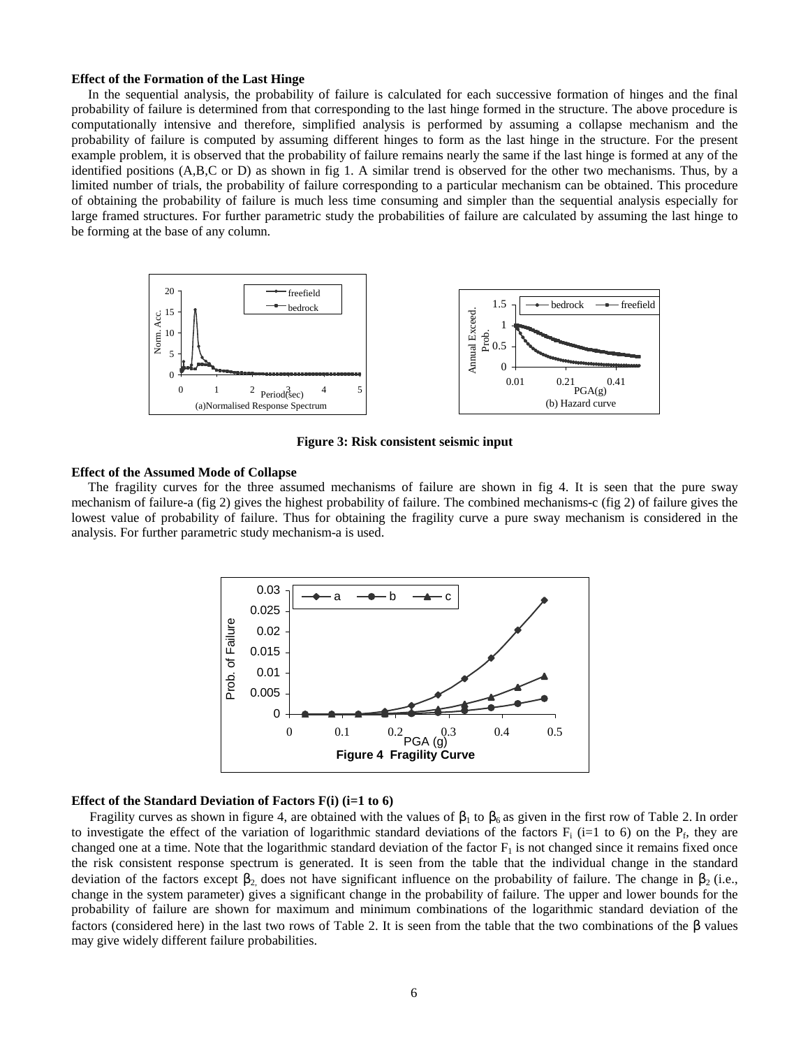**Effect of the Formation of the Last Hinge**

In the sequential analysis, the probability of failure is calculated for each successive formation of hinges and the final probability of failure is determined from that corresponding to the last hinge formed in the structure. The above procedure is computationally intensive and therefore, simplified analysis is performed by assuming a collapse mechanism and the probability of failure is computed by assuming different hinges to form as the last hinge in the structure. For the present example problem, it is observed that the probability of failure remains nearly the same if the last hinge is formed at any of the identified positions (A,B,C or D) as shown in fig 1. A similar trend is observed for the other two mechanisms. Thus, by a limited number of trials, the probability of failure corresponding to a particular mechanism can be obtained. This procedure of obtaining the probability of failure is much less time consuming and simpler than the sequential analysis especially for large framed structures. For further parametric study the probabilities of failure are calculated by assuming the last hinge to be forming at the base of any column.

(a)Normalised Response Spectrum

(b) Hazard curve

**Figure 3: Risk consistent seismic input**

**Effect of the Assumed Mode of Collapse**

The fragility curves for the three assumed mechanisms of failure are shown in fig 4. It is seen that the pure sway mechanism of failure-a (fig 2) gives the highest probability of failure. The combined mechanisms-c (fig 2) of failure gives the lowest value of probability of failure. Thus for obtaining the fragility curve a pure sway mechanism is considered in the analysis. For further parametric study mechanism-a is used.

**Figure 4 Fragility Curve**

**Effect of the Standard Deviation of Factors F(i) (i=1 to 6)**

Fragility curves as shown in figure 4, are obtained with the values of $\beta_1$ to $\beta_6$ as given in the first row of Table 2. In order to investigate the effect of the variation of logarithmic standard deviations of the factors $F_i$ (i=1 to 6) on the $P_f$, they are changed one at a time. Note that the logarithmic standard deviation of the factor $F_1$ is not changed since it remains fixed once the risk consistent response spectrum is generated. It is seen from the table that the individual change in the standard deviation of the factors except $\beta_2$, does not have significant influence on the probability of failure. The change in $\beta_2$ (i.e., change in the system parameter) gives a significant change in the probability of failure. The upper and lower bounds for the probability of failure are shown for maximum and minimum combinations of the logarithmic standard deviation of the factors (considered here) in the last two rows of Table 2. It is seen from the table that the two combinations of the $\beta$ values may give widely different failure probabilities.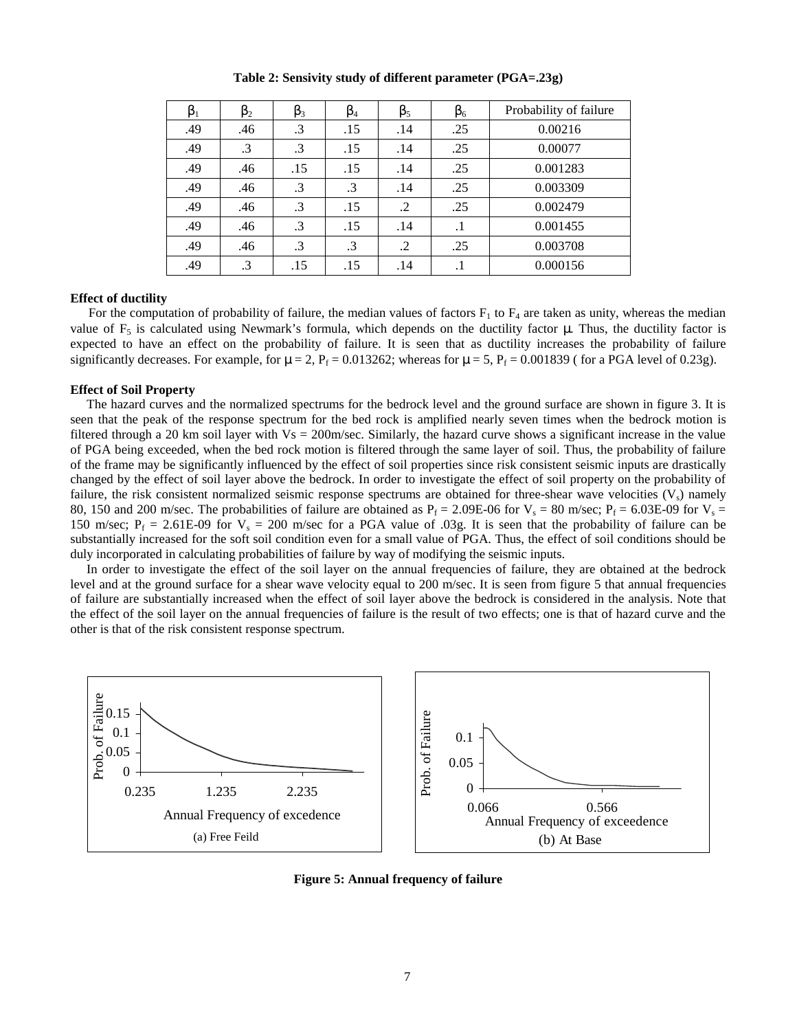**Table 2: Sensivity study of different parameter (PGA=.23g)**

| $\beta_1$ | $\beta_2$ | $\beta_3$ | $\beta_4$ | $\beta_5$ | $\beta_6$ | Probability of failure |
|---|---|---|---|---|---|---|
| .49 | .46 | .3 | .15 | .14 | .25 | 0.00216 |
| .49 | .3 | .3 | .15 | .14 | .25 | 0.00077 |
| .49 | .46 | .15 | .15 | .14 | .25 | 0.001283 |
| .49 | .46 | .3 | .3 | .14 | .25 | 0.003309 |
| .49 | .46 | .3 | .15 | .2 | .25 | 0.002479 |
| .49 | .46 | .3 | .15 | .14 | .1 | 0.001455 |
| .49 | .46 | .3 | .3 | .2 | .25 | 0.003708 |
| .49 | .3 | .15 | .15 | .14 | .1 | 0.000156 |

**Effect of ductility**

For the computation of probability of failure, the median values of factors $F_1$ to $F_4$ are taken as unity, whereas the median value of $F_5$ is calculated using Newmark's formula, which depends on the ductility factor $\mu$. Thus, the ductility factor is expected to have an effect on the probability of failure. It is seen that as ductility increases the probability of failure significantly decreases. For example, for $\mu = 2$, $P_f = 0.013262$; whereas for $\mu = 5$, $P_f = 0.001839$ ( for a PGA level of 0.23g).

**Effect of Soil Property**

The hazard curves and the normalized spectrums for the bedrock level and the ground surface are shown in figure 3. It is seen that the peak of the response spectrum for the bed rock is amplified nearly seven times when the bedrock motion is filtered through a 20 km soil layer with Vs = 200m/sec. Similarly, the hazard curve shows a significant increase in the value of PGA being exceeded, when the bed rock motion is filtered through the same layer of soil. Thus, the probability of failure of the frame may be significantly influenced by the effect of soil properties since risk consistent seismic inputs are drastically changed by the effect of soil layer above the bedrock. In order to investigate the effect of soil property on the probability of failure, the risk consistent normalized seismic response spectrums are obtained for three-shear wave velocities ($V_s$) namely 80, 150 and 200 m/sec. The probabilities of failure are obtained as $P_f$ = 2.09E-06 for $V_s$ = 80 m/sec; $P_f$ = 6.03E-09 for $V_s$ = 150 m/sec; $P_f$ = 2.61E-09 for $V_s$ = 200 m/sec for a PGA value of .03g. It is seen that the probability of failure can be substantially increased for the soft soil condition even for a small value of PGA. Thus, the effect of soil conditions should be duly incorporated in calculating probabilities of failure by way of modifying the seismic inputs.

In order to investigate the effect of the soil layer on the annual frequencies of failure, they are obtained at the bedrock level and at the ground surface for a shear wave velocity equal to 200 m/sec. It is seen from figure 5 that annual frequencies of failure are substantially increased when the effect of soil layer above the bedrock is considered in the analysis. Note that the effect of the soil layer on the annual frequencies of failure is the result of two effects; one is that of hazard curve and the other is that of the risk consistent response spectrum.

(a) Free Feild

(b) At Base

**Figure 5: Annual frequency of failure**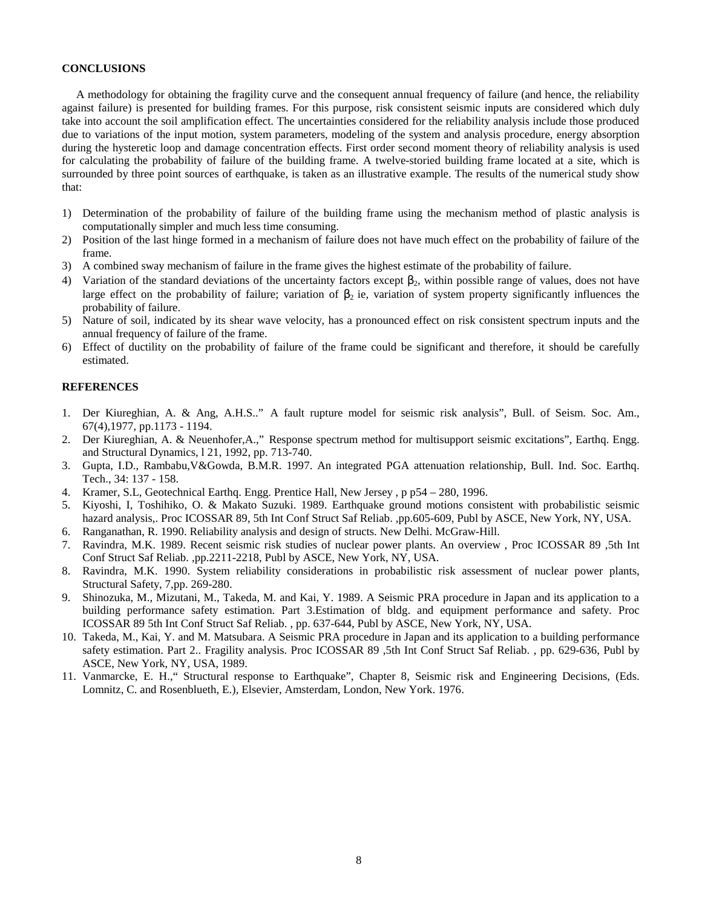## CONCLUSIONS

A methodology for obtaining the fragility curve and the consequent annual frequency of failure (and hence, the reliability against failure) is presented for building frames. For this purpose, risk consistent seismic inputs are considered which duly take into account the soil amplification effect. The uncertainties considered for the reliability analysis include those produced due to variations of the input motion, system parameters, modeling of the system and analysis procedure, energy absorption during the hysteretic loop and damage concentration effects. First order second moment theory of reliability analysis is used for calculating the probability of failure of the building frame. A twelve-storied building frame located at a site, which is surrounded by three point sources of earthquake, is taken as an illustrative example. The results of the numerical study show that:

1) Determination of the probability of failure of the building frame using the mechanism method of plastic analysis is computationally simpler and much less time consuming.
2) Position of the last hinge formed in a mechanism of failure does not have much effect on the probability of failure of the frame.
3) A combined sway mechanism of failure in the frame gives the highest estimate of the probability of failure.
4) Variation of the standard deviations of the uncertainty factors except $\beta_2$, within possible range of values, does not have large effect on the probability of failure; variation of $\beta_2$ ie, variation of system property significantly influences the probability of failure.
5) Nature of soil, indicated by its shear wave velocity, has a pronounced effect on risk consistent spectrum inputs and the annual frequency of failure of the frame.
6) Effect of ductility on the probability of failure of the frame could be significant and therefore, it should be carefully estimated.

## REFERENCES

1. Der Kiureghian, A. & Ang, A.H.S.." A fault rupture model for seismic risk analysis", Bull. of Seism. Soc. Am., 67(4),1977, pp.1173 - 1194.
2. Der Kiureghian, A. & Neuenhofer,A.," Response spectrum method for multisupport seismic excitations", Earthq. Engg. and Structural Dynamics, l 21, 1992, pp. 713-740.
3. Gupta, I.D., Rambabu,V&Gowda, B.M.R. 1997. An integrated PGA attenuation relationship, Bull. Ind. Soc. Earthq. Tech., 34: 137 - 158.
4. Kramer, S.L, Geotechnical Earthq. Engg. Prentice Hall, New Jersey , p p54 – 280, 1996.
5. Kiyoshi, I, Toshihiko, O. & Makato Suzuki. 1989. Earthquake ground motions consistent with probabilistic seismic hazard analysis,. Proc ICOSSAR 89, 5th Int Conf Struct Saf Reliab. ,pp.605-609, Publ by ASCE, New York, NY, USA.
6. Ranganathan, R. 1990. Reliability analysis and design of structs. New Delhi. McGraw-Hill.
7. Ravindra, M.K. 1989. Recent seismic risk studies of nuclear power plants. An overview , Proc ICOSSAR 89 ,5th Int Conf Struct Saf Reliab. ,pp.2211-2218, Publ by ASCE, New York, NY, USA.
8. Ravindra, M.K. 1990. System reliability considerations in probabilistic risk assessment of nuclear power plants, Structural Safety, 7,pp. 269-280.
9. Shinozuka, M., Mizutani, M., Takeda, M. and Kai, Y. 1989. A Seismic PRA procedure in Japan and its application to a building performance safety estimation. Part 3.Estimation of bldg. and equipment performance and safety. Proc ICOSSAR 89 5th Int Conf Struct Saf Reliab. , pp. 637-644, Publ by ASCE, New York, NY, USA.
10. Takeda, M., Kai, Y. and M. Matsubara. A Seismic PRA procedure in Japan and its application to a building performance safety estimation. Part 2.. Fragility analysis. Proc ICOSSAR 89 ,5th Int Conf Struct Saf Reliab. , pp. 629-636, Publ by ASCE, New York, NY, USA, 1989.
11. Vanmarcke, E. H.," Structural response to Earthquake", Chapter 8, Seismic risk and Engineering Decisions, (Eds. Lomnitz, C. and Rosenblueth, E.), Elsevier, Amsterdam, London, New York. 1976.